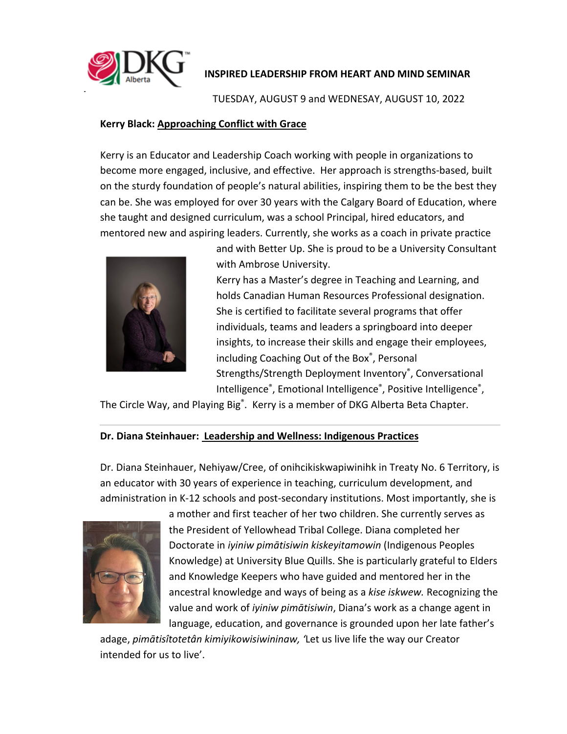**INSPIRED LEADERSHIP FROM HEART AND MIND SEMINAR**

TUESDAY, AUGUST 9 and WEDNESAY, AUGUST 10, 2022

**Kerry Black: Approaching Conflict with Grace**

Kerry is an Educator and Leadership Coach working with people in organizations to become more engaged, inclusive, and effective. Her approach is strengths-based, built on the sturdy foundation of people's natural abilities, inspiring them to be the best they can be. She was employed for over 30 years with the Calgary Board of Education, where she taught and designed curriculum, was a school Principal, hired educators, and mentored new and aspiring leaders. Currently, she works as a coach in private practice and with Better Up. She is proud to be a University Consultant with Ambrose University.

Kerry has a Master's degree in Teaching and Learning, and holds Canadian Human Resources Professional designation. She is certified to facilitate several programs that offer individuals, teams and leaders a springboard into deeper insights, to increase their skills and engage their employees, including Coaching Out of the Box®, Personal Strengths/Strength Deployment Inventory®, Conversational Intelligence®, Emotional Intelligence®, Positive Intelligence®, The Circle Way, and Playing Big®. Kerry is a member of DKG Alberta Beta Chapter.

---

**Dr. Diana Steinhauer: Leadership and Wellness: Indigenous Practices**

Dr. Diana Steinhauer, Nehiyaw/Cree, of onihcikiskwapiwinihk in Treaty No. 6 Territory, is an educator with 30 years of experience in teaching, curriculum development, and administration in K-12 schools and post-secondary institutions. Most importantly, she is a mother and first teacher of her two children. She currently serves as the President of Yellowhead Tribal College. Diana completed her Doctorate in *iyiniw pimātisiwin kiskeyitamowin* (Indigenous Peoples Knowledge) at University Blue Quills. She is particularly grateful to Elders and Knowledge Keepers who have guided and mentored her in the ancestral knowledge and ways of being as a *kise iskwew.* Recognizing the value and work of *iyiniw pimātisiwin*, Diana's work as a change agent in language, education, and governance is grounded upon her late father's adage, *pimātisîtotetân kimiyikowisiwininaw,* 'Let us live life the way our Creator intended for us to live'.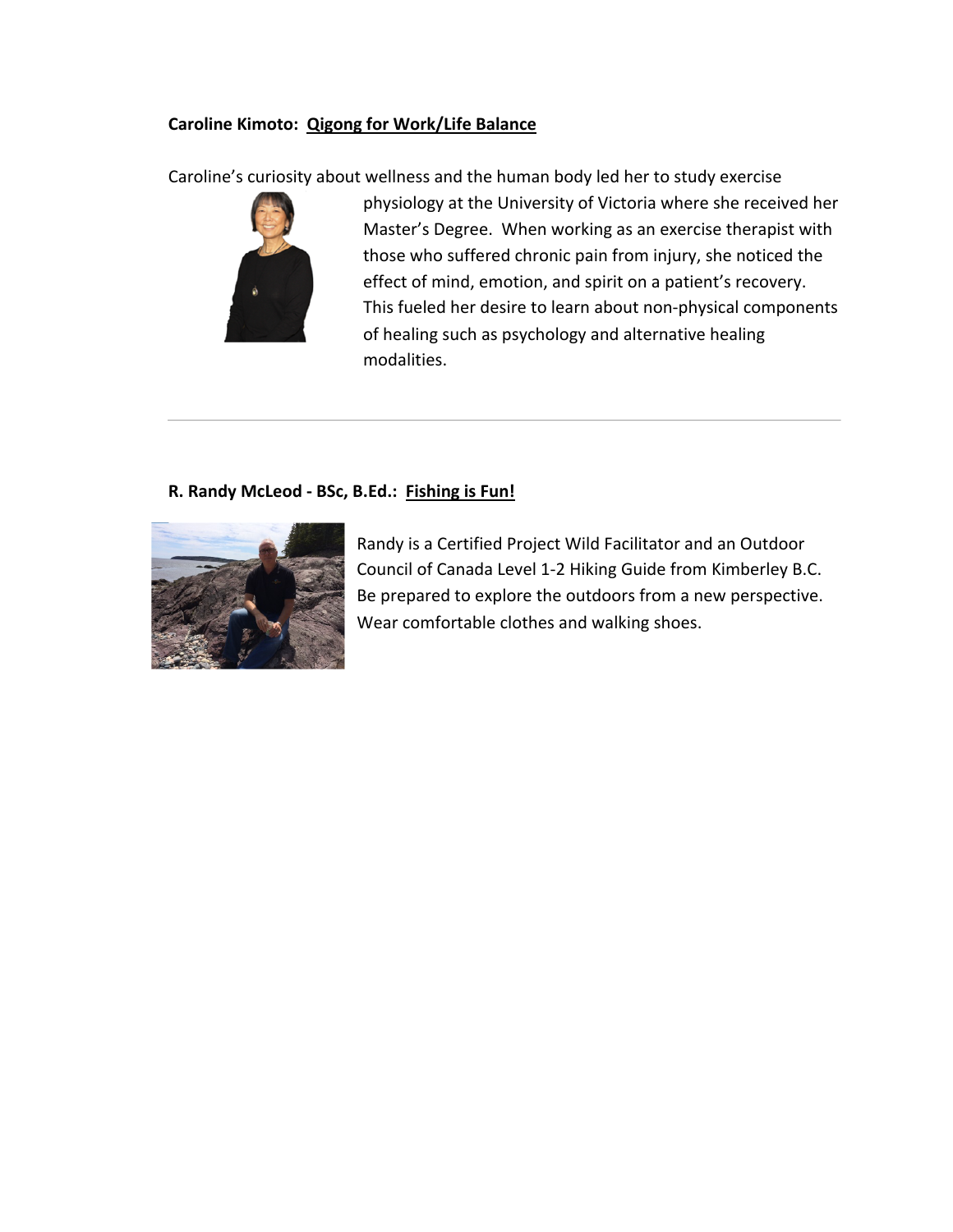**Caroline Kimoto: Qigong for Work/Life Balance**

Caroline's curiosity about wellness and the human body led her to study exercise physiology at the University of Victoria where she received her Master's Degree. When working as an exercise therapist with those who suffered chronic pain from injury, she noticed the effect of mind, emotion, and spirit on a patient's recovery. This fueled her desire to learn about non-physical components of healing such as psychology and alternative healing modalities.

---

**R. Randy McLeod - BSc, B.Ed.: Fishing is Fun!**

Randy is a Certified Project Wild Facilitator and an Outdoor Council of Canada Level 1-2 Hiking Guide from Kimberley B.C. Be prepared to explore the outdoors from a new perspective. Wear comfortable clothes and walking shoes.